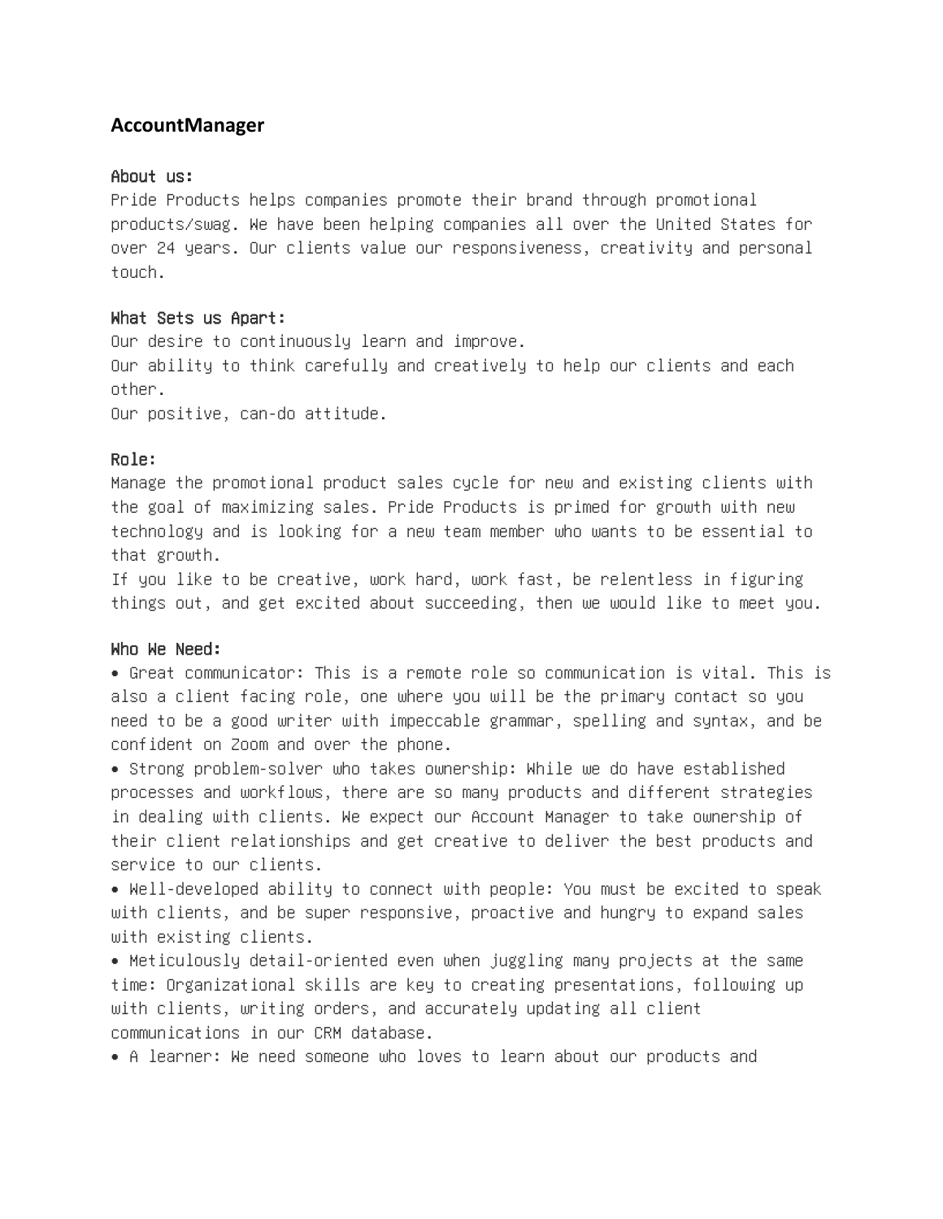# AccountManager

## About us:

Pride Products helps companies promote their brand through promotional products/swag. We have been helping companies all over the United States for over 24 years. Our clients value our responsiveness, creativity and personal touch.

## What Sets us Apart:

Our desire to continuously learn and improve.
Our ability to think carefully and creatively to help our clients and each other.
Our positive, can-do attitude.

## Role:

Manage the promotional product sales cycle for new and existing clients with the goal of maximizing sales. Pride Products is primed for growth with new technology and is looking for a new team member who wants to be essential to that growth.
If you like to be creative, work hard, work fast, be relentless in figuring things out, and get excited about succeeding, then we would like to meet you.

## Who We Need:

- Great communicator: This is a remote role so communication is vital. This is also a client facing role, one where you will be the primary contact so you need to be a good writer with impeccable grammar, spelling and syntax, and be confident on Zoom and over the phone.
- Strong problem-solver who takes ownership: While we do have established processes and workflows, there are so many products and different strategies in dealing with clients. We expect our Account Manager to take ownership of their client relationships and get creative to deliver the best products and service to our clients.
- Well-developed ability to connect with people: You must be excited to speak with clients, and be super responsive, proactive and hungry to expand sales with existing clients.
- Meticulously detail-oriented even when juggling many projects at the same time: Organizational skills are key to creating presentations, following up with clients, writing orders, and accurately updating all client communications in our CRM database.
- A learner: We need someone who loves to learn about our products and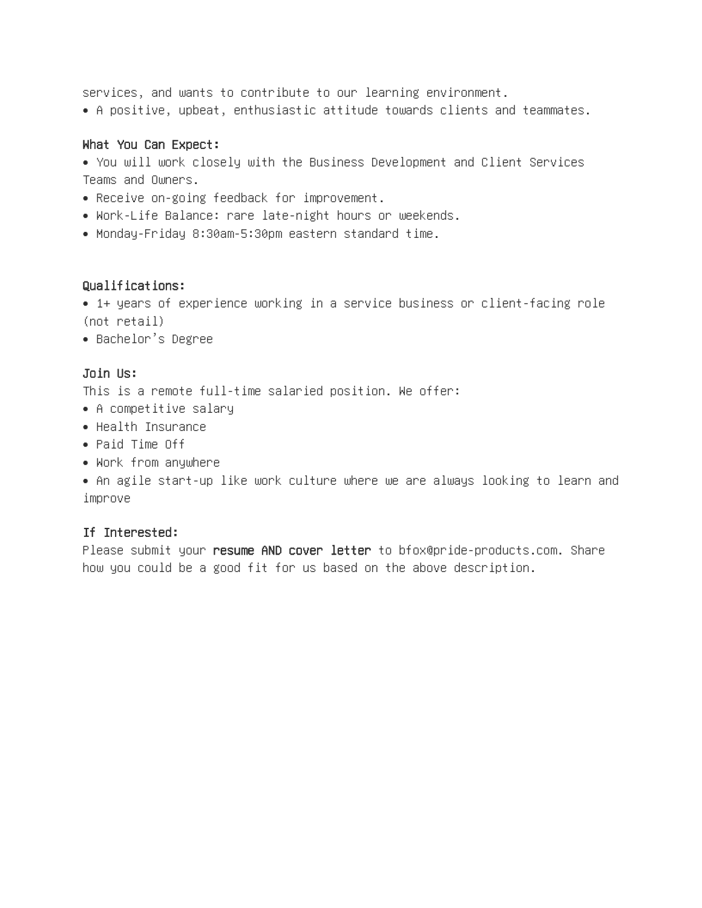services, and wants to contribute to our learning environment.

- A positive, upbeat, enthusiastic attitude towards clients and teammates.

**What You Can Expect:**

- You will work closely with the Business Development and Client Services Teams and Owners.
- Receive on-going feedback for improvement.
- Work-Life Balance: rare late-night hours or weekends.
- Monday-Friday 8:30am-5:30pm eastern standard time.

**Qualifications:**

- 1+ years of experience working in a service business or client-facing role (not retail)
- Bachelor's Degree

**Join Us:**

This is a remote full-time salaried position. We offer:

- A competitive salary
- Health Insurance
- Paid Time Off
- Work from anywhere
- An agile start-up like work culture where we are always looking to learn and improve

**If Interested:**

Please submit your **resume AND cover letter** to bfox@pride-products.com. Share how you could be a good fit for us based on the above description.